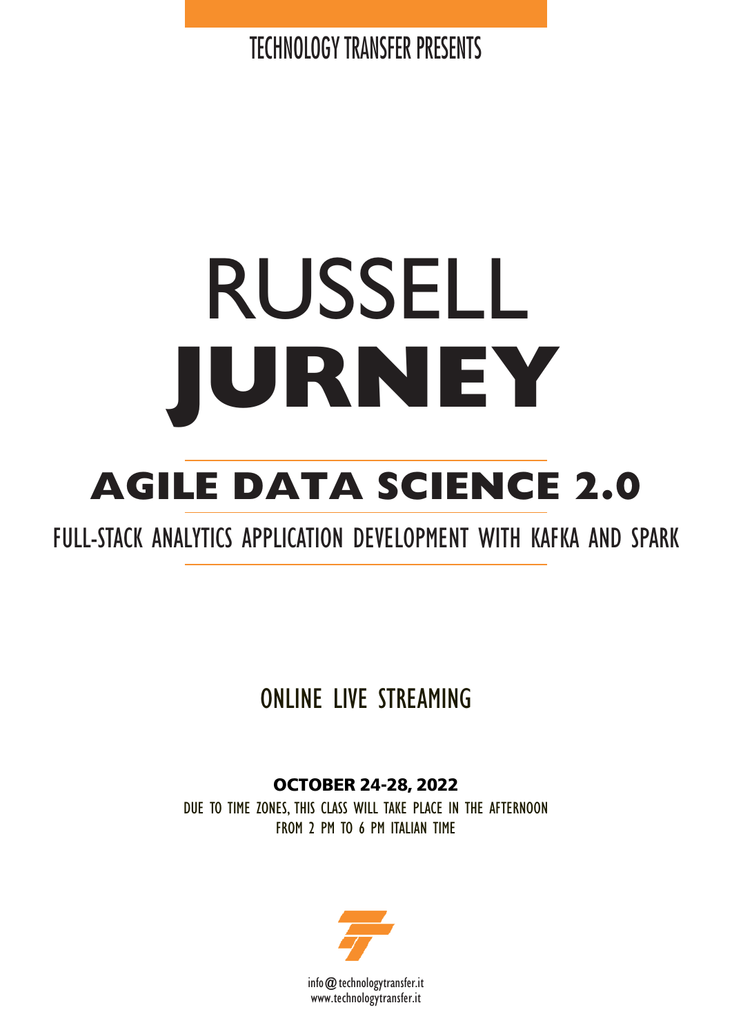TECHNOLOGY TRANSFER PRESENTS

# RUSSELL **JURNEY**

## AGILE DATA SCIENCE 2.0

### FULL-STACK ANALYTICS APPLICATION DEVELOPMENT WITH KAFKA AND SPARK

ONLINE LIVE STREAMING

**OCTOBER 24-28, 2022**

DUE TO TIME ZONES, THIS CLASS WILL TAKE PLACE IN THE AFTERNOON
FROM 2 PM TO 6 PM ITALIAN TIME

info@technologytransfer.it
www.technologytransfer.it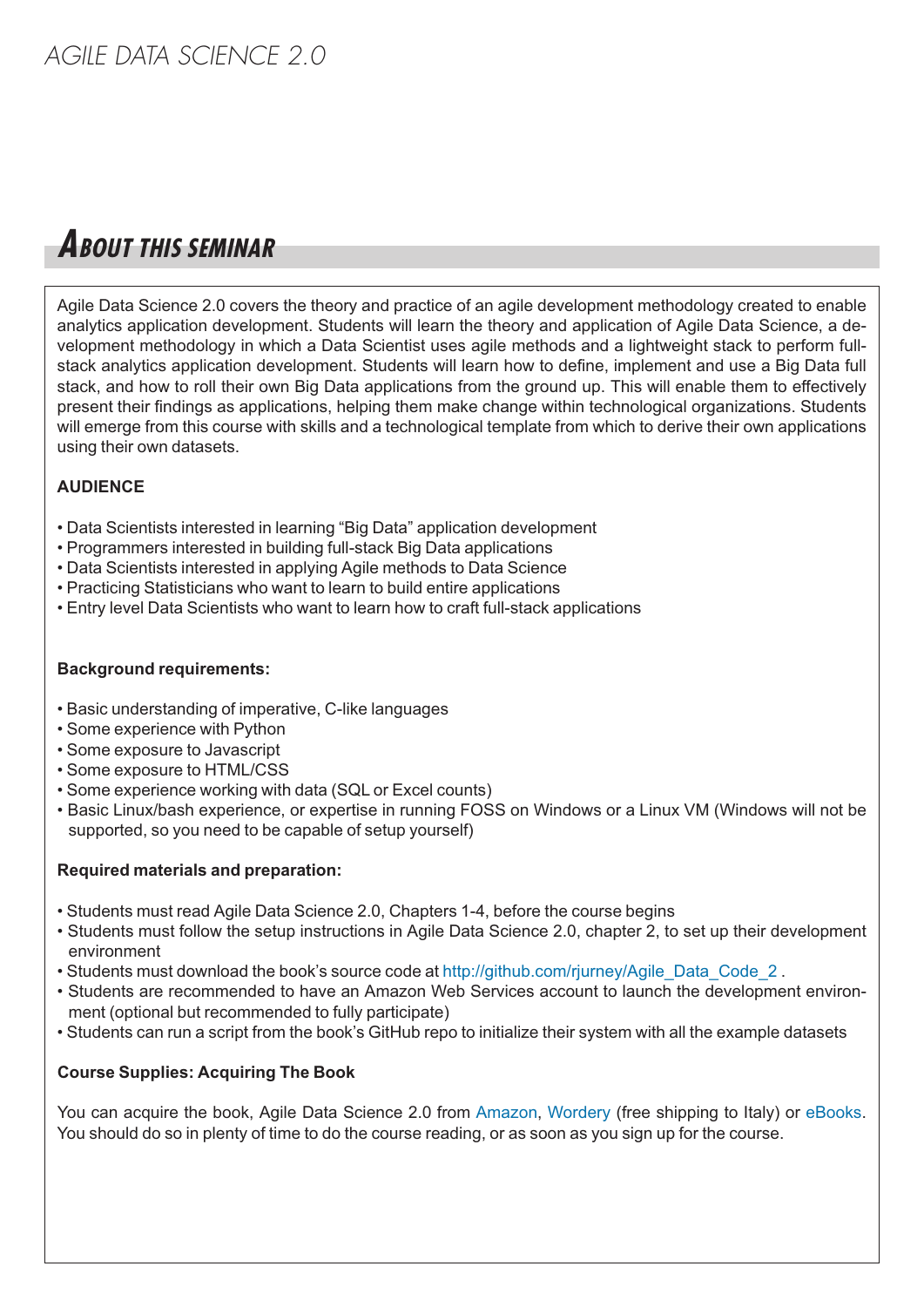## About this seminar

Agile Data Science 2.0 covers the theory and practice of an agile development methodology created to enable analytics application development. Students will learn the theory and application of Agile Data Science, a development methodology in which a Data Scientist uses agile methods and a lightweight stack to perform full-stack analytics application development. Students will learn how to define, implement and use a Big Data full stack, and how to roll their own Big Data applications from the ground up. This will enable them to effectively present their findings as applications, helping them make change within technological organizations. Students will emerge from this course with skills and a technological template from which to derive their own applications using their own datasets.

**AUDIENCE**

- Data Scientists interested in learning “Big Data” application development
- Programmers interested in building full-stack Big Data applications
- Data Scientists interested in applying Agile methods to Data Science
- Practicing Statisticians who want to learn to build entire applications
- Entry level Data Scientists who want to learn how to craft full-stack applications

**Background requirements:**

- Basic understanding of imperative, C-like languages
- Some experience with Python
- Some exposure to Javascript
- Some exposure to HTML/CSS
- Some experience working with data (SQL or Excel counts)
- Basic Linux/bash experience, or expertise in running FOSS on Windows or a Linux VM (Windows will not be supported, so you need to be capable of setup yourself)

**Required materials and preparation:**

- Students must read Agile Data Science 2.0, Chapters 1-4, before the course begins
- Students must follow the setup instructions in Agile Data Science 2.0, chapter 2, to set up their development environment
- Students must download the book’s source code at http://github.com/rjurney/Agile_Data_Code_2 .
- Students are recommended to have an Amazon Web Services account to launch the development environment (optional but recommended to fully participate)
- Students can run a script from the book’s GitHub repo to initialize their system with all the example datasets

**Course Supplies: Acquiring The Book**

You can acquire the book, Agile Data Science 2.0 from Amazon, Wordery (free shipping to Italy) or eBooks. You should do so in plenty of time to do the course reading, or as soon as you sign up for the course.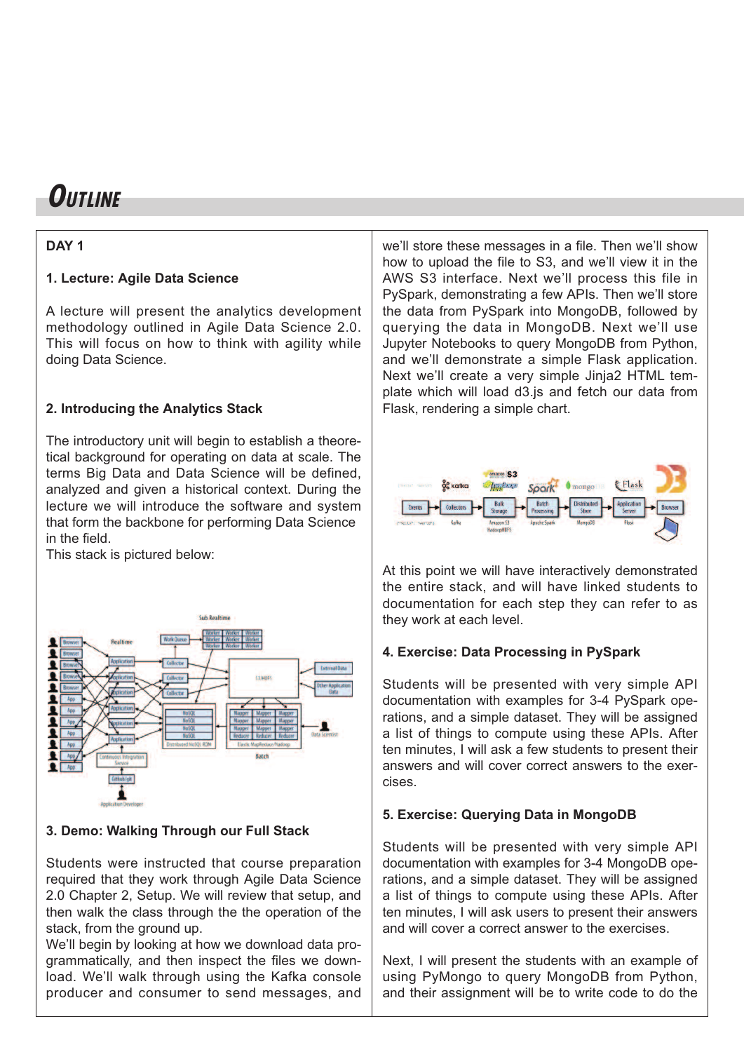# Outline

## DAY 1

### 1. Lecture: Agile Data Science

A lecture will present the analytics development methodology outlined in Agile Data Science 2.0. This will focus on how to think with agility while doing Data Science.

### 2. Introducing the Analytics Stack

The introductory unit will begin to establish a theoretical background for operating on data at scale. The terms Big Data and Data Science will be defined, analyzed and given a historical context. During the lecture we will introduce the software and system that form the backbone for performing Data Science in the field.
This stack is pictured below:

### 3. Demo: Walking Through our Full Stack

Students were instructed that course preparation required that they work through Agile Data Science 2.0 Chapter 2, Setup. We will review that setup, and then walk the class through the the operation of the stack, from the ground up.
We'll begin by looking at how we download data programmatically, and then inspect the files we download. We'll walk through using the Kafka console producer and consumer to send messages, and we'll store these messages in a file. Then we'll show how to upload the file to S3, and we'll view it in the AWS S3 interface. Next we'll process this file in PySpark, demonstrating a few APIs. Then we'll store the data from PySpark into MongoDB, followed by querying the data in MongoDB. Next we'll use Jupyter Notebooks to query MongoDB from Python, and we'll demonstrate a simple Flask application. Next we'll create a very simple Jinja2 HTML template which will load d3.js and fetch our data from Flask, rendering a simple chart.

At this point we will have interactively demonstrated the entire stack, and will have linked students to documentation for each step they can refer to as they work at each level.

### 4. Exercise: Data Processing in PySpark

Students will be presented with very simple API documentation with examples for 3-4 PySpark operations, and a simple dataset. They will be assigned a list of things to compute using these APIs. After ten minutes, I will ask a few students to present their answers and will cover correct answers to the exercises.

### 5. Exercise: Querying Data in MongoDB

Students will be presented with very simple API documentation with examples for 3-4 MongoDB operations, and a simple dataset. They will be assigned a list of things to compute using these APIs. After ten minutes, I will ask users to present their answers and will cover a correct answer to the exercises.

Next, I will present the students with an example of using PyMongo to query MongoDB from Python, and their assignment will be to write code to do the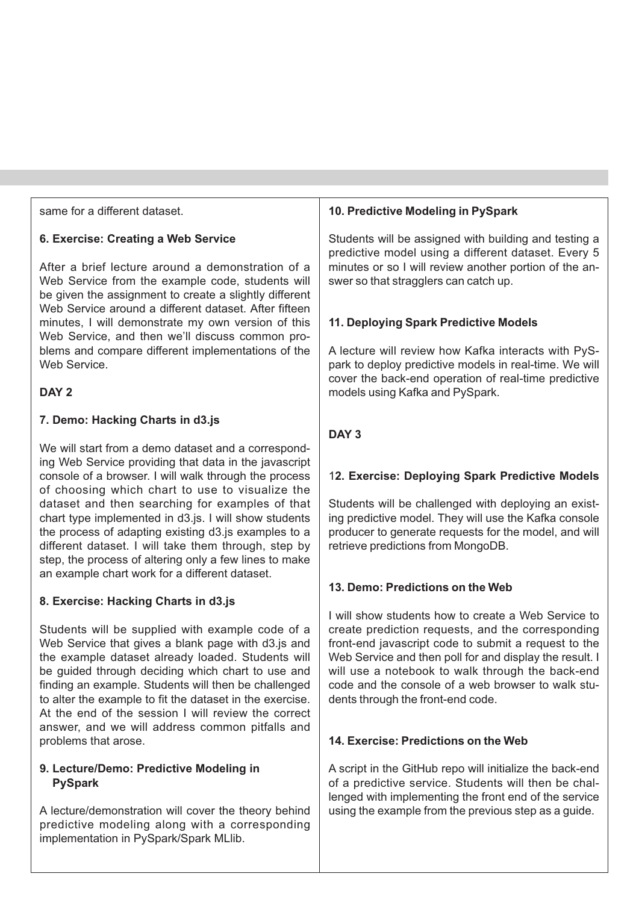same for a different dataset.

**6. Exercise: Creating a Web Service**

After a brief lecture around a demonstration of a Web Service from the example code, students will be given the assignment to create a slightly different Web Service around a different dataset. After fifteen minutes, I will demonstrate my own version of this Web Service, and then we'll discuss common problems and compare different implementations of the Web Service.

**DAY 2**

**7. Demo: Hacking Charts in d3.js**

We will start from a demo dataset and a corresponding Web Service providing that data in the javascript console of a browser. I will walk through the process of choosing which chart to use to visualize the dataset and then searching for examples of that chart type implemented in d3.js. I will show students the process of adapting existing d3.js examples to a different dataset. I will take them through, step by step, the process of altering only a few lines to make an example chart work for a different dataset.

**8. Exercise: Hacking Charts in d3.js**

Students will be supplied with example code of a Web Service that gives a blank page with d3.js and the example dataset already loaded. Students will be guided through deciding which chart to use and finding an example. Students will then be challenged to alter the example to fit the dataset in the exercise. At the end of the session I will review the correct answer, and we will address common pitfalls and problems that arose.

**9. Lecture/Demo: Predictive Modeling in PySpark**

A lecture/demonstration will cover the theory behind predictive modeling along with a corresponding implementation in PySpark/Spark MLlib.

**10. Predictive Modeling in PySpark**

Students will be assigned with building and testing a predictive model using a different dataset. Every 5 minutes or so I will review another portion of the answer so that stragglers can catch up.

**11. Deploying Spark Predictive Models**

A lecture will review how Kafka interacts with PySpark to deploy predictive models in real-time. We will cover the back-end operation of real-time predictive models using Kafka and PySpark.

**DAY 3**

**12. Exercise: Deploying Spark Predictive Models**

Students will be challenged with deploying an existing predictive model. They will use the Kafka console producer to generate requests for the model, and will retrieve predictions from MongoDB.

**13. Demo: Predictions on the Web**

I will show students how to create a Web Service to create prediction requests, and the corresponding front-end javascript code to submit a request to the Web Service and then poll for and display the result. I will use a notebook to walk through the back-end code and the console of a web browser to walk students through the front-end code.

**14. Exercise: Predictions on the Web**

A script in the GitHub repo will initialize the back-end of a predictive service. Students will then be challenged with implementing the front end of the service using the example from the previous step as a guide.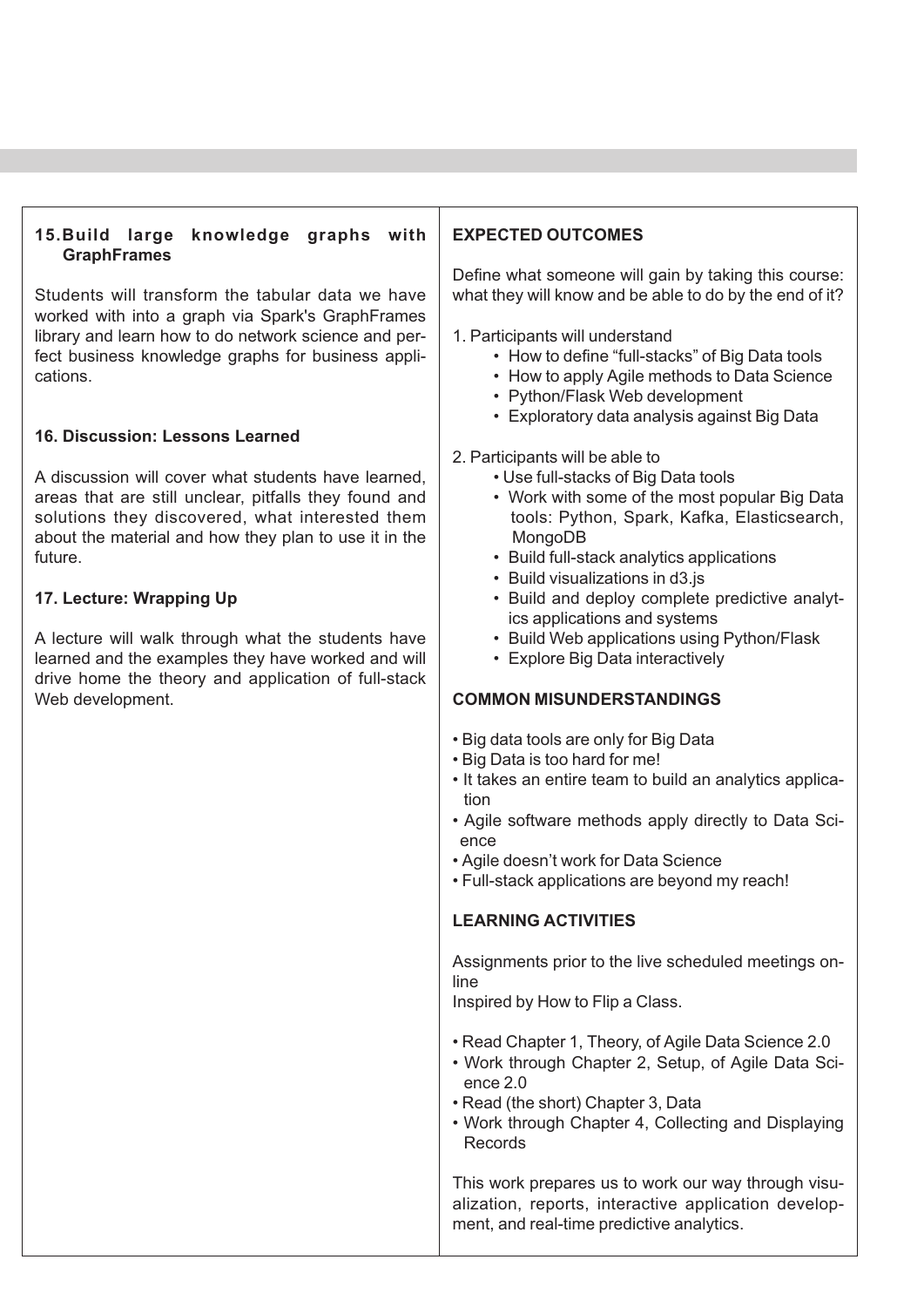### 15. Build large knowledge graphs with GraphFrames

Students will transform the tabular data we have worked with into a graph via Spark's GraphFrames library and learn how to do network science and perfect business knowledge graphs for business applications.

### 16. Discussion: Lessons Learned

A discussion will cover what students have learned, areas that are still unclear, pitfalls they found and solutions they discovered, what interested them about the material and how they plan to use it in the future.

### 17. Lecture: Wrapping Up

A lecture will walk through what the students have learned and the examples they have worked and will drive home the theory and application of full-stack Web development.

## EXPECTED OUTCOMES

Define what someone will gain by taking this course: what they will know and be able to do by the end of it?

1. Participants will understand
   - How to define "full-stacks" of Big Data tools
   - How to apply Agile methods to Data Science
   - Python/Flask Web development
   - Exploratory data analysis against Big Data

2. Participants will be able to
   - Use full-stacks of Big Data tools
   - Work with some of the most popular Big Data tools: Python, Spark, Kafka, Elasticsearch, MongoDB
   - Build full-stack analytics applications
   - Build visualizations in d3.js
   - Build and deploy complete predictive analytics applications and systems
   - Build Web applications using Python/Flask
   - Explore Big Data interactively

## COMMON MISUNDERSTANDINGS

- Big data tools are only for Big Data
- Big Data is too hard for me!
- It takes an entire team to build an analytics application
- Agile software methods apply directly to Data Science
- Agile doesn't work for Data Science
- Full-stack applications are beyond my reach!

## LEARNING ACTIVITIES

Assignments prior to the live scheduled meetings online
Inspired by How to Flip a Class.

- Read Chapter 1, Theory, of Agile Data Science 2.0
- Work through Chapter 2, Setup, of Agile Data Science 2.0
- Read (the short) Chapter 3, Data
- Work through Chapter 4, Collecting and Displaying Records

This work prepares us to work our way through visualization, reports, interactive application development, and real-time predictive analytics.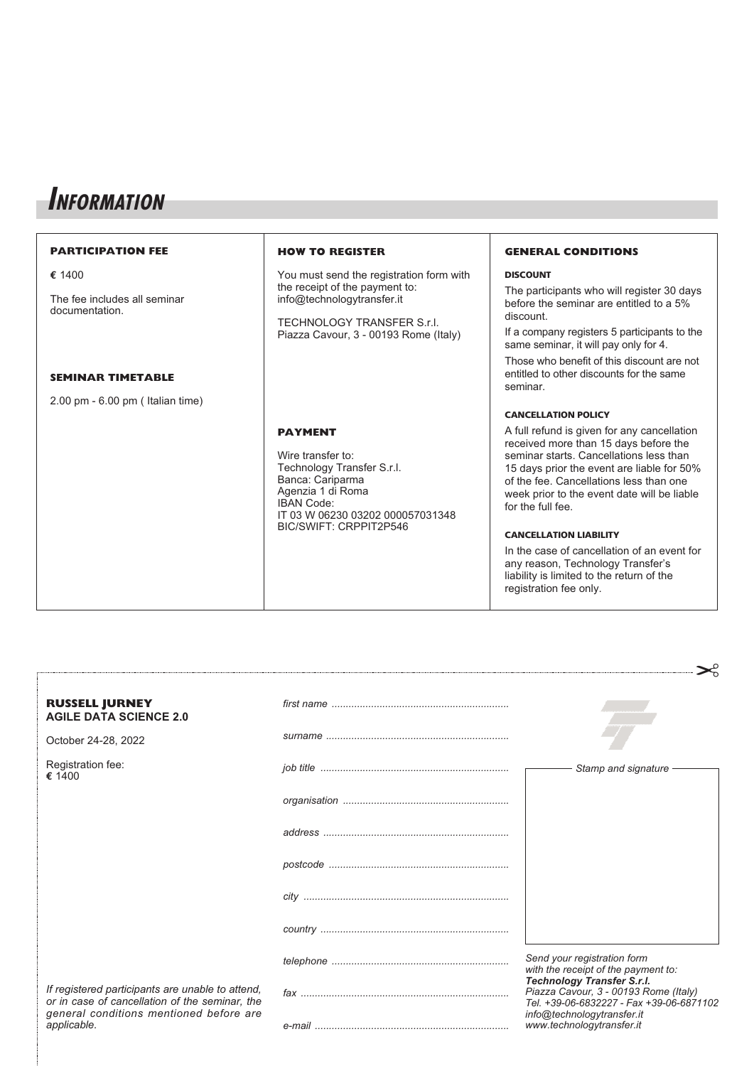# Information

## PARTICIPATION FEE

€ 1400

The fee includes all seminar documentation.

## SEMINAR TIMETABLE

2.00 pm - 6.00 pm ( Italian time)

## HOW TO REGISTER

You must send the registration form with the receipt of the payment to:
info@technologytransfer.it

TECHNOLOGY TRANSFER S.r.l.
Piazza Cavour, 3 - 00193 Rome (Italy)

## PAYMENT

Wire transfer to:
Technology Transfer S.r.l.
Banca: Cariparma
Agenzia 1 di Roma
IBAN Code:
IT 03 W 06230 03202 000057031348
BIC/SWIFT: CRPPIT2P546

## GENERAL CONDITIONS

### DISCOUNT

The participants who will register 30 days before the seminar are entitled to a 5% discount.

If a company registers 5 participants to the same seminar, it will pay only for 4.

Those who benefit of this discount are not entitled to other discounts for the same seminar.

### CANCELLATION POLICY

A full refund is given for any cancellation received more than 15 days before the seminar starts. Cancellations less than 15 days prior the event are liable for 50% of the fee. Cancellations less than one week prior to the event date will be liable for the full fee.

### CANCELLATION LIABILITY

In the case of cancellation of an event for any reason, Technology Transfer's liability is limited to the return of the registration fee only.

---

**RUSSELL JURNEY**
**AGILE DATA SCIENCE 2.0**

October 24-28, 2022

Registration fee:
€ 1400

*first name* ..............................................................

*surname* ..............................................................

*job title* ..............................................................

*organisation* ..............................................................

*address* ..............................................................

*postcode* ..............................................................

*city* ..............................................................

*country* ..............................................................

*telephone* ..............................................................

*fax* ..............................................................

*e-mail* ..............................................................

*Stamp and signature*

*If registered participants are unable to attend, or in case of cancellation of the seminar, the general conditions mentioned before are applicable.*

*Send your registration form with the receipt of the payment to:*
***Technology Transfer S.r.l.***
*Piazza Cavour, 3 - 00193 Rome (Italy)*
*Tel. +39-06-6832227 - Fax +39-06-6871102*
*info@technologytransfer.it*
*www.technologytransfer.it*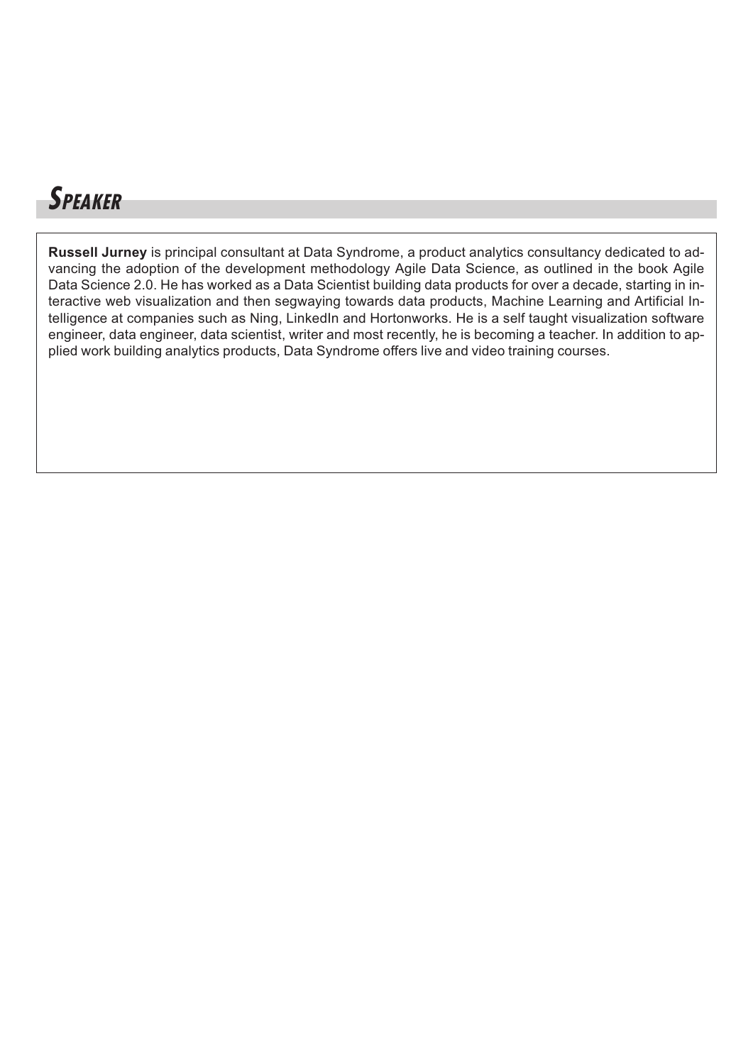## Speaker

**Russell Jurney** is principal consultant at Data Syndrome, a product analytics consultancy dedicated to advancing the adoption of the development methodology Agile Data Science, as outlined in the book Agile Data Science 2.0. He has worked as a Data Scientist building data products for over a decade, starting in interactive web visualization and then segwaying towards data products, Machine Learning and Artificial Intelligence at companies such as Ning, LinkedIn and Hortonworks. He is a self taught visualization software engineer, data engineer, data scientist, writer and most recently, he is becoming a teacher. In addition to applied work building analytics products, Data Syndrome offers live and video training courses.